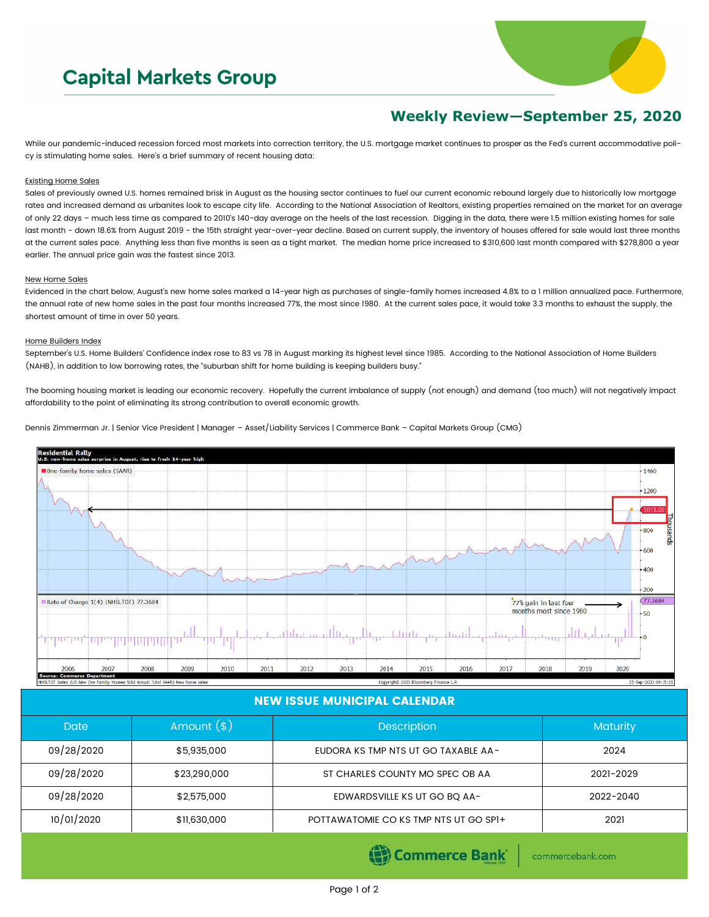# Capital Markets Group

## Weekly Review—September 25, 2020

While our pandemic-induced recession forced most markets into correction territory, the U.S. mortgage market continues to prosper as the Fed's current accommodative policy is stimulating home sales. Here's a brief summary of recent housing data:

### Existing Home Sales

Sales of previously owned U.S. homes remained brisk in August as the housing sector continues to fuel our current economic rebound largely due to historically low mortgage rates and increased demand as urbanites look to escape city life. According to the National Association of Realtors, existing properties remained on the market for an average of only 22 days – much less time as compared to 2010's 140-day average on the heels of the last recession. Digging in the data, there were 1.5 million existing homes for sale last month - down 18.6% from August 2019 - the 15th straight year-over-year decline. Based on current supply, the inventory of houses offered for sale would last three months at the current sales pace. Anything less than five months is seen as a tight market. The median home price increased to $310,600 last month compared with $278,800 a year earlier. The annual price gain was the fastest since 2013.

### New Home Sales

Evidenced in the chart below, August's new home sales marked a 14-year high as purchases of single-family homes increased 4.8% to a 1 million annualized pace. Furthermore, the annual rate of new home sales in the past four months increased 77%, the most since 1980. At the current sales pace, it would take 3.3 months to exhaust the supply, the shortest amount of time in over 50 years.

### Home Builders Index

September's U.S. Home Builders' Confidence index rose to 83 vs 78 in August marking its highest level since 1985. According to the National Association of Home Builders (NAHB), in addition to low borrowing rates, the "suburban shift for home building is keeping builders busy."

The booming housing market is leading our economic recovery. Hopefully the current imbalance of supply (not enough) and demand (too much) will not negatively impact affordability to the point of eliminating its strong contribution to overall economic growth.

Dennis Zimmerman Jr. | Senior Vice President | Manager – Asset/Liability Services | Commerce Bank – Capital Markets Group (CMG)

**Residential Rally**
U.S. new-home sales surprise in August, rise to fresh 14-year high

Source: Commerce Department
NHSLTOT Index (US New One Family Houses Sold Annual Total SAAR) New home sales

## NEW ISSUE MUNICIPAL CALENDAR

| Date | Amount ($) | Description | Maturity |
|---|---|---|---|
| 09/28/2020 | $5,935,000 | EUDORA KS TMP NTS UT GO TAXABLE AA- | 2024 |
| 09/28/2020 | $23,290,000 | ST CHARLES COUNTY MO SPEC OB AA | 2021-2029 |
| 09/28/2020 | $2,575,000 | EDWARDSVILLE KS UT GO BQ AA- | 2022-2040 |
| 10/01/2020 | $11,630,000 | POTTAWATOMIE CO KS TMP NTS UT GO SP1+ | 2021 |

Commerce Bank | commercebank.com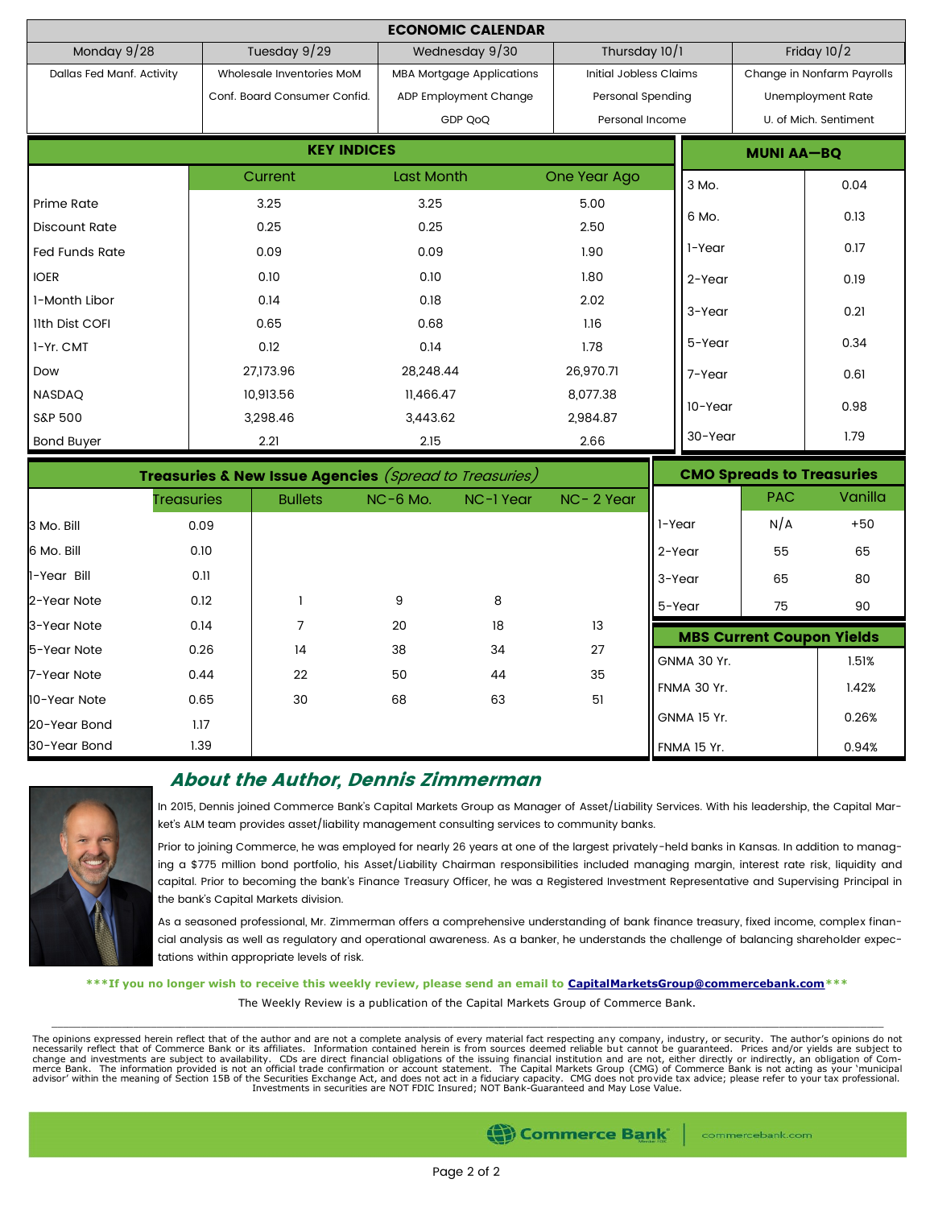## ECONOMIC CALENDAR

| Monday 9/28 | Tuesday 9/29 | Wednesday 9/30 | Thursday 10/1 | Friday 10/2 |
|---|---|---|---|---|
| Dallas Fed Manf. Activity | Wholesale Inventories MoM | MBA Mortgage Applications | Initial Jobless Claims | Change in Nonfarm Payrolls |
| | Conf. Board Consumer Confid. | ADP Employment Change | Personal Spending | Unemployment Rate |
| | | GDP QoQ | Personal Income | U. of Mich. Sentiment |

## KEY INDICES

| | Current | Last Month | One Year Ago |
|---|---|---|---|
| Prime Rate | 3.25 | 3.25 | 5.00 |
| Discount Rate | 0.25 | 0.25 | 2.50 |
| Fed Funds Rate | 0.09 | 0.09 | 1.90 |
| IOER | 0.10 | 0.10 | 1.80 |
| 1-Month Libor | 0.14 | 0.18 | 2.02 |
| 11th Dist COFI | 0.65 | 0.68 | 1.16 |
| 1-Yr. CMT | 0.12 | 0.14 | 1.78 |
| Dow | 27,173.96 | 28,248.44 | 26,970.71 |
| NASDAQ | 10,913.56 | 11,466.47 | 8,077.38 |
| S&P 500 | 3,298.46 | 3,443.62 | 2,984.87 |
| Bond Buyer | 2.21 | 2.15 | 2.66 |

## MUNI AA—BQ

| | |
|---|---|
| 3 Mo. | 0.04 |
| 6 Mo. | 0.13 |
| 1-Year | 0.17 |
| 2-Year | 0.19 |
| 3-Year | 0.21 |
| 5-Year | 0.34 |
| 7-Year | 0.61 |
| 10-Year | 0.98 |
| 30-Year | 1.79 |

## Treasuries & New Issue Agencies *(Spread to Treasuries)*

| | Treasuries | Bullets | NC-6 Mo. | NC-1 Year | NC- 2 Year |
|---|---|---|---|---|---|
| 3 Mo. Bill | 0.09 | | | | |
| 6 Mo. Bill | 0.10 | | | | |
| 1-Year Bill | 0.11 | | | | |
| 2-Year Note | 0.12 | 1 | 9 | 8 | |
| 3-Year Note | 0.14 | 7 | 20 | 18 | 13 |
| 5-Year Note | 0.26 | 14 | 38 | 34 | 27 |
| 7-Year Note | 0.44 | 22 | 50 | 44 | 35 |
| 10-Year Note | 0.65 | 30 | 68 | 63 | 51 |
| 20-Year Bond | 1.17 | | | | |
| 30-Year Bond | 1.39 | | | | |

## CMO Spreads to Treasuries

| | PAC | Vanilla |
|---|---|---|
| 1-Year | N/A | +50 |
| 2-Year | 55 | 65 |
| 3-Year | 65 | 80 |
| 5-Year | 75 | 90 |

## MBS Current Coupon Yields

| | |
|---|---|
| GNMA 30 Yr. | 1.51% |
| FNMA 30 Yr. | 1.42% |
| GNMA 15 Yr. | 0.26% |
| FNMA 15 Yr. | 0.94% |

## *About the Author, Dennis Zimmerman*

In 2015, Dennis joined Commerce Bank's Capital Markets Group as Manager of Asset/Liability Services. With his leadership, the Capital Market's ALM team provides asset/liability management consulting services to community banks.

Prior to joining Commerce, he was employed for nearly 26 years at one of the largest privately-held banks in Kansas. In addition to managing a $775 million bond portfolio, his Asset/Liability Chairman responsibilities included managing margin, interest rate risk, liquidity and capital. Prior to becoming the bank's Finance Treasury Officer, he was a Registered Investment Representative and Supervising Principal in the bank's Capital Markets division.

As a seasoned professional, Mr. Zimmerman offers a comprehensive understanding of bank finance treasury, fixed income, complex financial analysis as well as regulatory and operational awareness. As a banker, he understands the challenge of balancing shareholder expectations within appropriate levels of risk.

***If you no longer wish to receive this weekly review, please send an email to CapitalMarketsGroup@commercebank.com***

The Weekly Review is a publication of the Capital Markets Group of Commerce Bank.

The opinions expressed herein reflect that of the author and are not a complete analysis of every material fact respecting any company, industry, or security. The author's opinions do not necessarily reflect that of Commerce Bank or its affiliates. Information contained herein is from sources deemed reliable but cannot be guaranteed. Prices and/or yields are subject to change and investments are subject to availability. CDs are direct financial obligations of the issuing financial institution and are not, either directly or indirectly, an obligation of Commerce Bank. The information provided is not an official trade confirmation or account statement. The Capital Markets Group (CMG) of Commerce Bank is not acting as your 'municipal advisor' within the meaning of Section 15B of the Securities Exchange Act, and does not act in a fiduciary capacity. CMG does not provide tax advice; please refer to your tax professional. Investments in securities are NOT FDIC Insured; NOT Bank-Guaranteed and May Lose Value.

Commerce Bank | commercebank.com